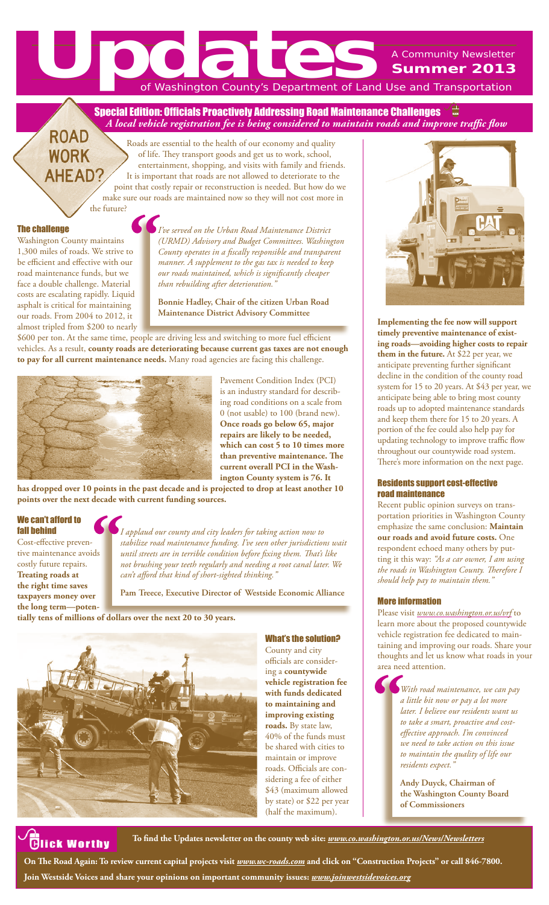# Updates

A Community Newsletter
**Summer 2013**
of Washington County's Department of Land Use and Transportation

## Special Edition: Officials Proactively Addressing Road Maintenance Challenges

*A local vehicle registration fee is being considered to maintain roads and improve traffic flow*

ROAD WORK AHEAD?

Roads are essential to the health of our economy and quality of life. They transport goods and get us to work, school, entertainment, shopping, and visits with family and friends. It is important that roads are not allowed to deteriorate to the point that costly repair or reconstruction is needed. But how do we make sure our roads are maintained now so they will not cost more in the future?

### The challenge

Washington County maintains 1,300 miles of roads. We strive to be efficient and effective with our road maintenance funds, but we face a double challenge. Material costs are escalating rapidly. Liquid asphalt is critical for maintaining our roads. From 2004 to 2012, it almost tripled from $200 to nearly $600 per ton. At the same time, people are driving less and switching to more fuel efficient vehicles. As a result, **county roads are deteriorating because current gas taxes are not enough to pay for all current maintenance needs.** Many road agencies are facing this challenge.

> *I've served on the Urban Road Maintenance District (URMD) Advisory and Budget Committees. Washington County operates in a fiscally responsible and transparent manner. A supplement to the gas tax is needed to keep our roads maintained, which is significantly cheaper than rebuilding after deterioration."*
>
> **Bonnie Hadley, Chair of the citizen Urban Road Maintenance District Advisory Committee**

Pavement Condition Index (PCI) is an industry standard for describing road conditions on a scale from 0 (not usable) to 100 (brand new). **Once roads go below 65, major repairs are likely to be needed, which can cost 5 to 10 times more than preventive maintenance. The current overall PCI in the Washington County system is 76. It has dropped over 10 points in the past decade and is projected to drop at least another 10 points over the next decade with current funding sources.**

### We can't afford to fall behind

Cost-effective preventive maintenance avoids costly future repairs. **Treating roads at the right time saves taxpayers money over the long term—potentially tens of millions of dollars over the next 20 to 30 years.**

> *I applaud our county and city leaders for taking action now to stabilize road maintenance funding. I've seen other jurisdictions wait until streets are in terrible condition before fixing them. That's like not brushing your teeth regularly and needing a root canal later. We can't afford that kind of short-sighted thinking."*
>
> **Pam Treece, Executive Director of Westside Economic Alliance**

### What's the solution?

County and city officials are considering a **countywide vehicle registration fee with funds dedicated to maintaining and improving existing roads.** By state law, 40% of the funds must be shared with cities to maintain or improve roads. Officials are considering a fee of either $43 (maximum allowed by state) or $22 per year (half the maximum).

**Implementing the fee now will support timely preventive maintenance of existing roads—avoiding higher costs to repair them in the future.** At $22 per year, we anticipate preventing further significant decline in the condition of the county road system for 15 to 20 years. At $43 per year, we anticipate being able to bring most county roads up to adopted maintenance standards and keep them there for 15 to 20 years. A portion of the fee could also help pay for updating technology to improve traffic flow throughout our countywide road system. There's more information on the next page.

### Residents support cost-effective road maintenance

Recent public opinion surveys on transportation priorities in Washington County emphasize the same conclusion: **Maintain our roads and avoid future costs.** One respondent echoed many others by putting it this way: *"As a car owner, I am using the roads in Washington County. Therefore I should help pay to maintain them."*

### More information

Please visit *www.co.washington.or.us/vrf* to learn more about the proposed countywide vehicle registration fee dedicated to maintaining and improving our roads. Share your thoughts and let us know what roads in your area need attention.

> *With road maintenance, we can pay a little bit now or pay a lot more later. I believe our residents want us to take a smart, proactive and cost-effective approach. I'm convinced we need to take action on this issue to maintain the quality of life our residents expect."*
>
> **Andy Duyck, Chairman of the Washington County Board of Commissioners**

### Click Worthy

**To find the Updates newsletter on the county web site: *www.co.washington.or.us/News/Newsletters***

**On The Road Again: To review current capital projects visit *www.wc-roads.com* and click on "Construction Projects" or call 846-7800.**

**Join Westside Voices and share your opinions on important community issues: *www.joinwestsidevoices.org***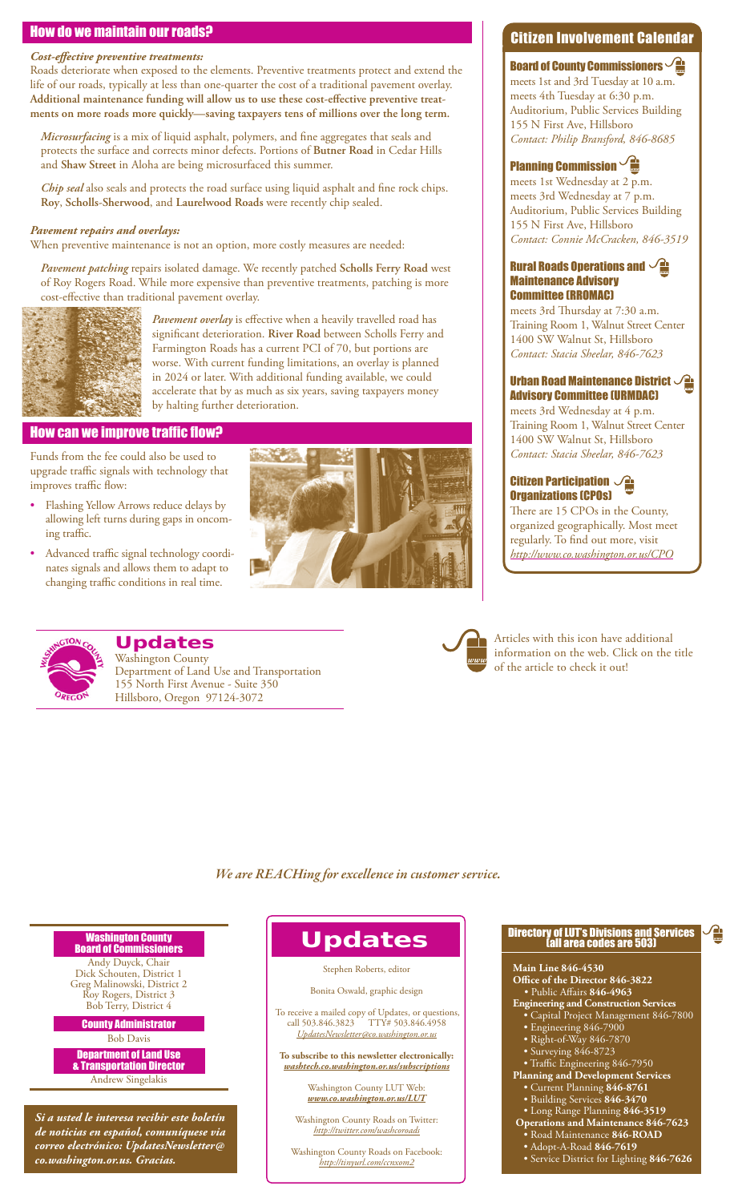## How do we maintain our roads?

***Cost-effective preventive treatments:***

Roads deteriorate when exposed to the elements. Preventive treatments protect and extend the life of our roads, typically at less than one-quarter the cost of a traditional pavement overlay. **Additional maintenance funding will allow us to use these cost-effective preventive treatments on more roads more quickly—saving taxpayers tens of millions over the long term.**

*Microsurfacing* is a mix of liquid asphalt, polymers, and fine aggregates that seals and protects the surface and corrects minor defects. Portions of **Butner Road** in Cedar Hills and **Shaw Street** in Aloha are being microsurfaced this summer.

*Chip seal* also seals and protects the road surface using liquid asphalt and fine rock chips. **Roy**, **Scholls-Sherwood**, and **Laurelwood Roads** were recently chip sealed.

***Pavement repairs and overlays:***

When preventive maintenance is not an option, more costly measures are needed:

*Pavement patching* repairs isolated damage. We recently patched **Scholls Ferry Road** west of Roy Rogers Road. While more expensive than preventive treatments, patching is more cost-effective than traditional pavement overlay.

*Pavement overlay* is effective when a heavily travelled road has significant deterioration. **River Road** between Scholls Ferry and Farmington Roads has a current PCI of 70, but portions are worse. With current funding limitations, an overlay is planned in 2024 or later. With additional funding available, we could accelerate that by as much as six years, saving taxpayers money by halting further deterioration.

## How can we improve traffic flow?

Funds from the fee could also be used to upgrade traffic signals with technology that improves traffic flow:

- Flashing Yellow Arrows reduce delays by allowing left turns during gaps in oncoming traffic.
- Advanced traffic signal technology coordinates signals and allows them to adapt to changing traffic conditions in real time.

## Citizen Involvement Calendar

### Board of County Commissioners

meets 1st and 3rd Tuesday at 10 a.m.
meets 4th Tuesday at 6:30 p.m.
Auditorium, Public Services Building
155 N First Ave, Hillsboro
*Contact: Philip Bransford, 846-8685*

### Planning Commission

meets 1st Wednesday at 2 p.m.
meets 3rd Wednesday at 7 p.m.
Auditorium, Public Services Building
155 N First Ave, Hillsboro
*Contact: Connie McCracken, 846-3519*

### Rural Roads Operations and Maintenance Advisory Committee (RROMAC)

meets 3rd Thursday at 7:30 a.m.
Training Room 1, Walnut Street Center
1400 SW Walnut St, Hillsboro
*Contact: Stacia Sheelar, 846-7623*

### Urban Road Maintenance District Advisory Committee (URMDAC)

meets 3rd Wednesday at 4 p.m.
Training Room 1, Walnut Street Center
1400 SW Walnut St, Hillsboro
*Contact: Stacia Sheelar, 846-7623*

### Citizen Participation Organizations (CPOs)

There are 15 CPOs in the County, organized geographically. Most meet regularly. To find out more, visit *http://www.co.washington.or.us/CPO*

Articles with this icon have additional information on the web. Click on the title of the article to check it out!

## Updates

Washington County
Department of Land Use and Transportation
155 North First Avenue - Suite 350
Hillsboro, Oregon 97124-3072

*We are REACHing for excellence in customer service.*

### Washington County Board of Commissioners

Andy Duyck, Chair
Dick Schouten, District 1
Greg Malinowski, District 2
Roy Rogers, District 3
Bob Terry, District 4

### County Administrator

Bob Davis

### Department of Land Use & Transportation Director

Andrew Singelakis

***Si a usted le interesa recibir este boletín de noticias en español, comuníquese via correo electrónico: UpdatesNewsletter@co.washington.or.us. Gracias.***

## Updates

Stephen Roberts, editor

Bonita Oswald, graphic design

To receive a mailed copy of Updates, or questions, call 503.846.3823 TTY# 503.846.4958
*UpdatesNewsletter@co.washington.or.us*

**To subscribe to this newsletter electronically:**
***washtech.co.washington.or.us/subscriptions***

Washington County LUT Web:
***www.co.washington.or.us/LUT***

Washington County Roads on Twitter:
*http://twitter.com/washcoroads*

Washington County Roads on Facebook:
*http://tinyurl.com/ccnxom2*

### Directory of LUT's Divisions and Services (all area codes are 503)

**Main Line 846-4530**
**Office of the Director 846-3822**
- Public Affairs **846-4963**

**Engineering and Construction Services**
- Capital Project Management 846-7800
- Engineering 846-7900
- Right-of-Way 846-7870
- Surveying 846-8723
- Traffic Engineering 846-7950

**Planning and Development Services**
- Current Planning **846-8761**
- Building Services **846-3470**
- Long Range Planning **846-3519**

**Operations and Maintenance 846-7623**
- Road Maintenance **846-ROAD**
- Adopt-A-Road **846-7619**
- Service District for Lighting **846-7626**